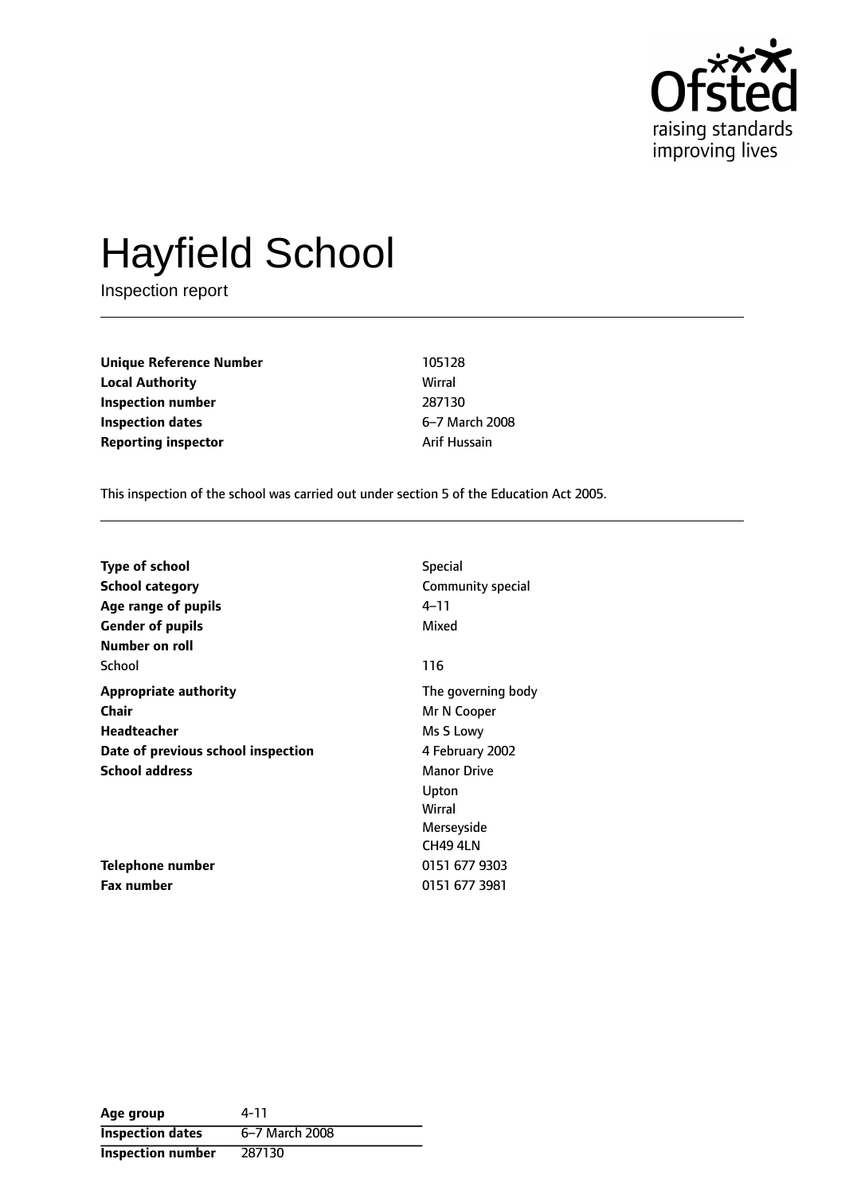# Hayfield School

Inspection report

| | |
|---|---|
| **Unique Reference Number** | 105128 |
| **Local Authority** | Wirral |
| **Inspection number** | 287130 |
| **Inspection dates** | 6–7 March 2008 |
| **Reporting inspector** | Arif Hussain |

This inspection of the school was carried out under section 5 of the Education Act 2005.

| | |
|---|---|
| **Type of school** | Special |
| **School category** | Community special |
| **Age range of pupils** | 4–11 |
| **Gender of pupils** | Mixed |
| **Number on roll** | |
| School | 116 |
| **Appropriate authority** | The governing body |
| **Chair** | Mr N Cooper |
| **Headteacher** | Ms S Lowy |
| **Date of previous school inspection** | 4 February 2002 |
| **School address** | Manor Drive<br>Upton<br>Wirral<br>Merseyside<br>CH49 4LN |
| **Telephone number** | 0151 677 9303 |
| **Fax number** | 0151 677 3981 |

| | |
|---|---|
| **Age group** | 4-11 |
| **Inspection dates** | 6–7 March 2008 |
| **Inspection number** | 287130 |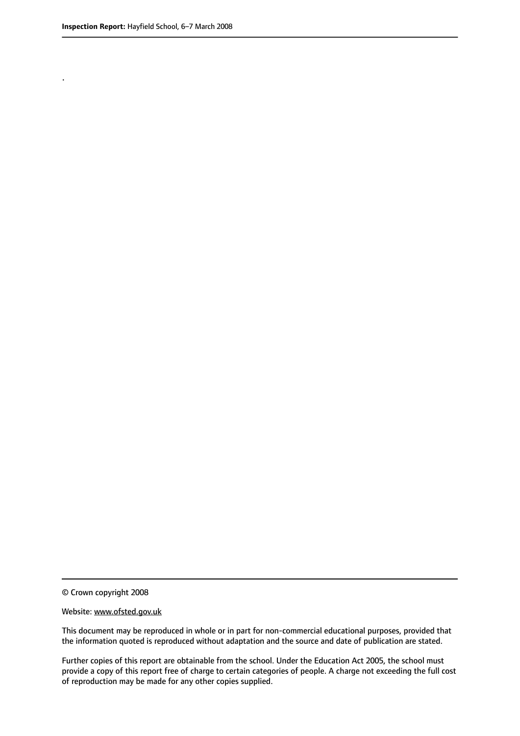.

© Crown copyright 2008

Website: www.ofsted.gov.uk

This document may be reproduced in whole or in part for non-commercial educational purposes, provided that the information quoted is reproduced without adaptation and the source and date of publication are stated.

Further copies of this report are obtainable from the school. Under the Education Act 2005, the school must provide a copy of this report free of charge to certain categories of people. A charge not exceeding the full cost of reproduction may be made for any other copies supplied.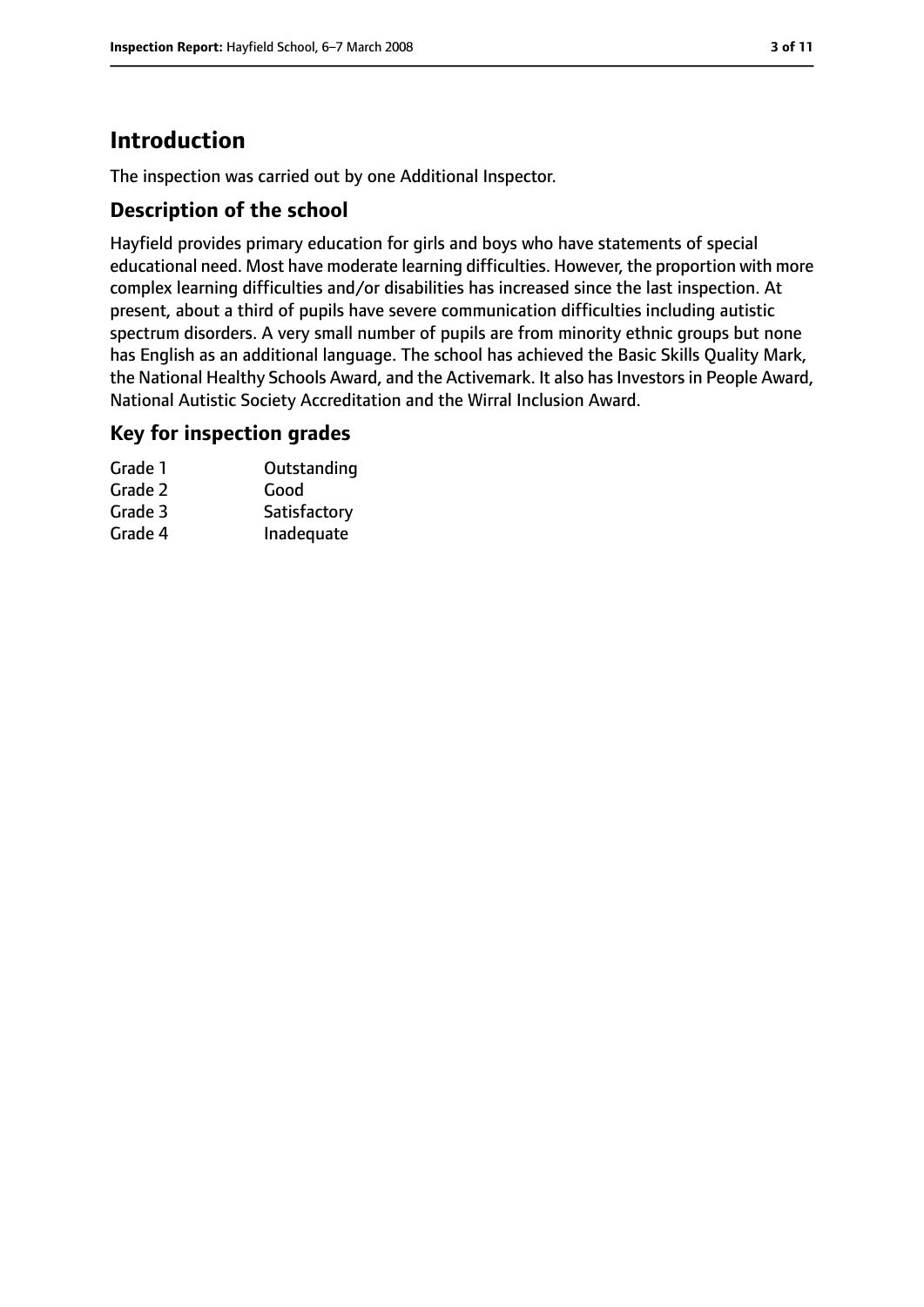# Introduction

The inspection was carried out by one Additional Inspector.

## Description of the school

Hayfield provides primary education for girls and boys who have statements of special educational need. Most have moderate learning difficulties. However, the proportion with more complex learning difficulties and/or disabilities has increased since the last inspection. At present, about a third of pupils have severe communication difficulties including autistic spectrum disorders. A very small number of pupils are from minority ethnic groups but none has English as an additional language. The school has achieved the Basic Skills Quality Mark, the National Healthy Schools Award, and the Activemark. It also has Investors in People Award, National Autistic Society Accreditation and the Wirral Inclusion Award.

## Key for inspection grades

| | |
|---|---|
| Grade 1 | Outstanding |
| Grade 2 | Good |
| Grade 3 | Satisfactory |
| Grade 4 | Inadequate |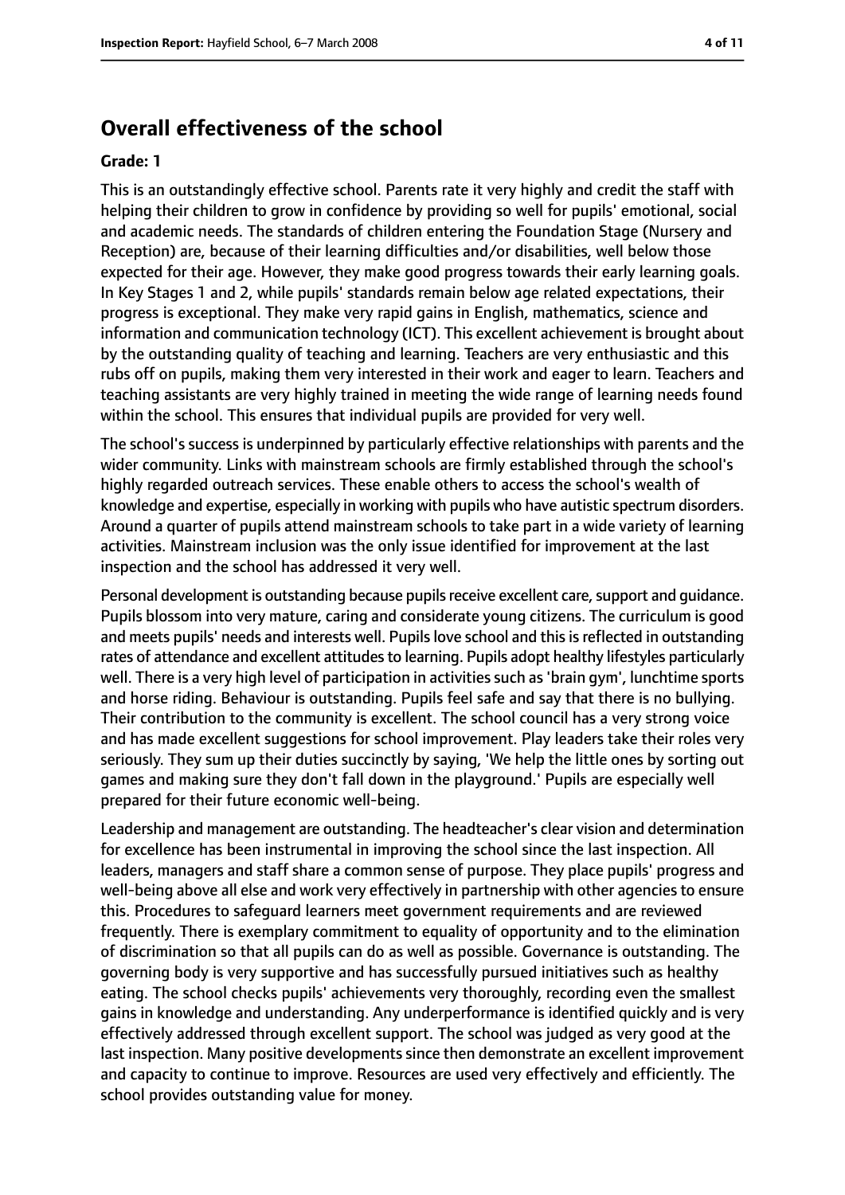## Overall effectiveness of the school

**Grade: 1**

This is an outstandingly effective school. Parents rate it very highly and credit the staff with helping their children to grow in confidence by providing so well for pupils' emotional, social and academic needs. The standards of children entering the Foundation Stage (Nursery and Reception) are, because of their learning difficulties and/or disabilities, well below those expected for their age. However, they make good progress towards their early learning goals. In Key Stages 1 and 2, while pupils' standards remain below age related expectations, their progress is exceptional. They make very rapid gains in English, mathematics, science and information and communication technology (ICT). This excellent achievement is brought about by the outstanding quality of teaching and learning. Teachers are very enthusiastic and this rubs off on pupils, making them very interested in their work and eager to learn. Teachers and teaching assistants are very highly trained in meeting the wide range of learning needs found within the school. This ensures that individual pupils are provided for very well.

The school's success is underpinned by particularly effective relationships with parents and the wider community. Links with mainstream schools are firmly established through the school's highly regarded outreach services. These enable others to access the school's wealth of knowledge and expertise, especially in working with pupils who have autistic spectrum disorders. Around a quarter of pupils attend mainstream schools to take part in a wide variety of learning activities. Mainstream inclusion was the only issue identified for improvement at the last inspection and the school has addressed it very well.

Personal development is outstanding because pupils receive excellent care, support and guidance. Pupils blossom into very mature, caring and considerate young citizens. The curriculum is good and meets pupils' needs and interests well. Pupils love school and this is reflected in outstanding rates of attendance and excellent attitudes to learning. Pupils adopt healthy lifestyles particularly well. There is a very high level of participation in activities such as 'brain gym', lunchtime sports and horse riding. Behaviour is outstanding. Pupils feel safe and say that there is no bullying. Their contribution to the community is excellent. The school council has a very strong voice and has made excellent suggestions for school improvement. Play leaders take their roles very seriously. They sum up their duties succinctly by saying, 'We help the little ones by sorting out games and making sure they don't fall down in the playground.' Pupils are especially well prepared for their future economic well-being.

Leadership and management are outstanding. The headteacher's clear vision and determination for excellence has been instrumental in improving the school since the last inspection. All leaders, managers and staff share a common sense of purpose. They place pupils' progress and well-being above all else and work very effectively in partnership with other agencies to ensure this. Procedures to safeguard learners meet government requirements and are reviewed frequently. There is exemplary commitment to equality of opportunity and to the elimination of discrimination so that all pupils can do as well as possible. Governance is outstanding. The governing body is very supportive and has successfully pursued initiatives such as healthy eating. The school checks pupils' achievements very thoroughly, recording even the smallest gains in knowledge and understanding. Any underperformance is identified quickly and is very effectively addressed through excellent support. The school was judged as very good at the last inspection. Many positive developments since then demonstrate an excellent improvement and capacity to continue to improve. Resources are used very effectively and efficiently. The school provides outstanding value for money.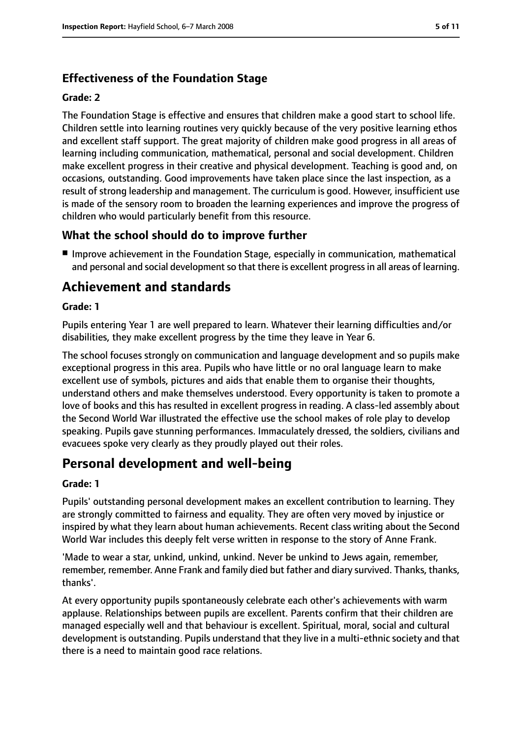### Effectiveness of the Foundation Stage

**Grade: 2**

The Foundation Stage is effective and ensures that children make a good start to school life. Children settle into learning routines very quickly because of the very positive learning ethos and excellent staff support. The great majority of children make good progress in all areas of learning including communication, mathematical, personal and social development. Children make excellent progress in their creative and physical development. Teaching is good and, on occasions, outstanding. Good improvements have taken place since the last inspection, as a result of strong leadership and management. The curriculum is good. However, insufficient use is made of the sensory room to broaden the learning experiences and improve the progress of children who would particularly benefit from this resource.

### What the school should do to improve further

- Improve achievement in the Foundation Stage, especially in communication, mathematical and personal and social development so that there is excellent progress in all areas of learning.

## Achievement and standards

**Grade: 1**

Pupils entering Year 1 are well prepared to learn. Whatever their learning difficulties and/or disabilities, they make excellent progress by the time they leave in Year 6.

The school focuses strongly on communication and language development and so pupils make exceptional progress in this area. Pupils who have little or no oral language learn to make excellent use of symbols, pictures and aids that enable them to organise their thoughts, understand others and make themselves understood. Every opportunity is taken to promote a love of books and this has resulted in excellent progress in reading. A class-led assembly about the Second World War illustrated the effective use the school makes of role play to develop speaking. Pupils gave stunning performances. Immaculately dressed, the soldiers, civilians and evacuees spoke very clearly as they proudly played out their roles.

## Personal development and well-being

**Grade: 1**

Pupils' outstanding personal development makes an excellent contribution to learning. They are strongly committed to fairness and equality. They are often very moved by injustice or inspired by what they learn about human achievements. Recent class writing about the Second World War includes this deeply felt verse written in response to the story of Anne Frank.

'Made to wear a star, unkind, unkind, unkind. Never be unkind to Jews again, remember, remember, remember. Anne Frank and family died but father and diary survived. Thanks, thanks, thanks'.

At every opportunity pupils spontaneously celebrate each other's achievements with warm applause. Relationships between pupils are excellent. Parents confirm that their children are managed especially well and that behaviour is excellent. Spiritual, moral, social and cultural development is outstanding. Pupils understand that they live in a multi-ethnic society and that there is a need to maintain good race relations.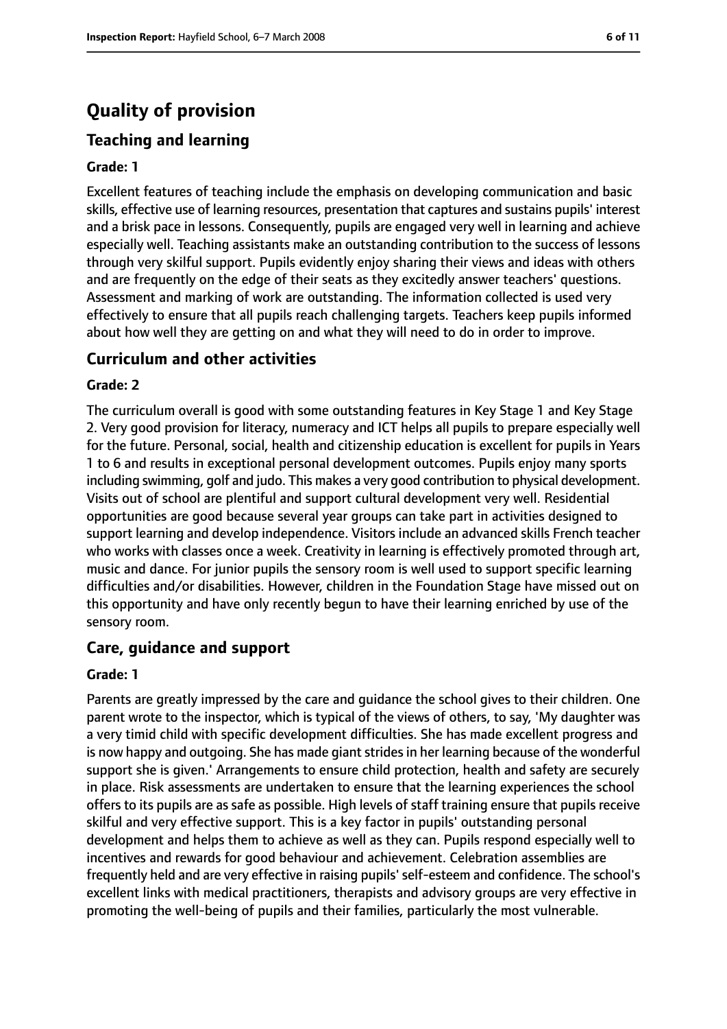# Quality of provision

## Teaching and learning

**Grade: 1**

Excellent features of teaching include the emphasis on developing communication and basic skills, effective use of learning resources, presentation that captures and sustains pupils' interest and a brisk pace in lessons. Consequently, pupils are engaged very well in learning and achieve especially well. Teaching assistants make an outstanding contribution to the success of lessons through very skilful support. Pupils evidently enjoy sharing their views and ideas with others and are frequently on the edge of their seats as they excitedly answer teachers' questions. Assessment and marking of work are outstanding. The information collected is used very effectively to ensure that all pupils reach challenging targets. Teachers keep pupils informed about how well they are getting on and what they will need to do in order to improve.

## Curriculum and other activities

**Grade: 2**

The curriculum overall is good with some outstanding features in Key Stage 1 and Key Stage 2. Very good provision for literacy, numeracy and ICT helps all pupils to prepare especially well for the future. Personal, social, health and citizenship education is excellent for pupils in Years 1 to 6 and results in exceptional personal development outcomes. Pupils enjoy many sports including swimming, golf and judo. This makes a very good contribution to physical development. Visits out of school are plentiful and support cultural development very well. Residential opportunities are good because several year groups can take part in activities designed to support learning and develop independence. Visitors include an advanced skills French teacher who works with classes once a week. Creativity in learning is effectively promoted through art, music and dance. For junior pupils the sensory room is well used to support specific learning difficulties and/or disabilities. However, children in the Foundation Stage have missed out on this opportunity and have only recently begun to have their learning enriched by use of the sensory room.

## Care, guidance and support

**Grade: 1**

Parents are greatly impressed by the care and guidance the school gives to their children. One parent wrote to the inspector, which is typical of the views of others, to say, 'My daughter was a very timid child with specific development difficulties. She has made excellent progress and is now happy and outgoing. She has made giant strides in her learning because of the wonderful support she is given.' Arrangements to ensure child protection, health and safety are securely in place. Risk assessments are undertaken to ensure that the learning experiences the school offers to its pupils are as safe as possible. High levels of staff training ensure that pupils receive skilful and very effective support. This is a key factor in pupils' outstanding personal development and helps them to achieve as well as they can. Pupils respond especially well to incentives and rewards for good behaviour and achievement. Celebration assemblies are frequently held and are very effective in raising pupils' self-esteem and confidence. The school's excellent links with medical practitioners, therapists and advisory groups are very effective in promoting the well-being of pupils and their families, particularly the most vulnerable.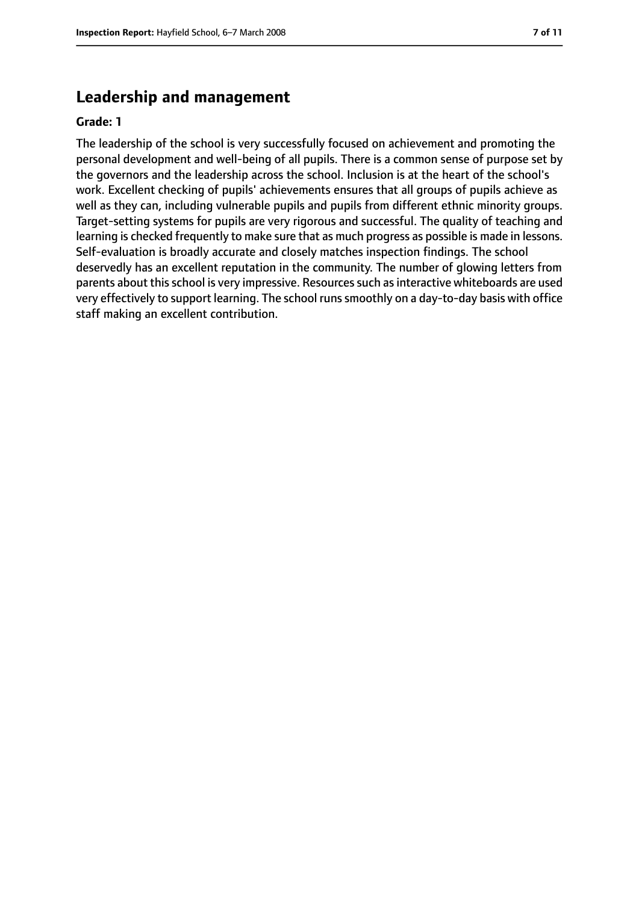## Leadership and management

**Grade: 1**

The leadership of the school is very successfully focused on achievement and promoting the personal development and well-being of all pupils. There is a common sense of purpose set by the governors and the leadership across the school. Inclusion is at the heart of the school's work. Excellent checking of pupils' achievements ensures that all groups of pupils achieve as well as they can, including vulnerable pupils and pupils from different ethnic minority groups. Target-setting systems for pupils are very rigorous and successful. The quality of teaching and learning is checked frequently to make sure that as much progress as possible is made in lessons. Self-evaluation is broadly accurate and closely matches inspection findings. The school deservedly has an excellent reputation in the community. The number of glowing letters from parents about this school is very impressive. Resources such as interactive whiteboards are used very effectively to support learning. The school runs smoothly on a day-to-day basis with office staff making an excellent contribution.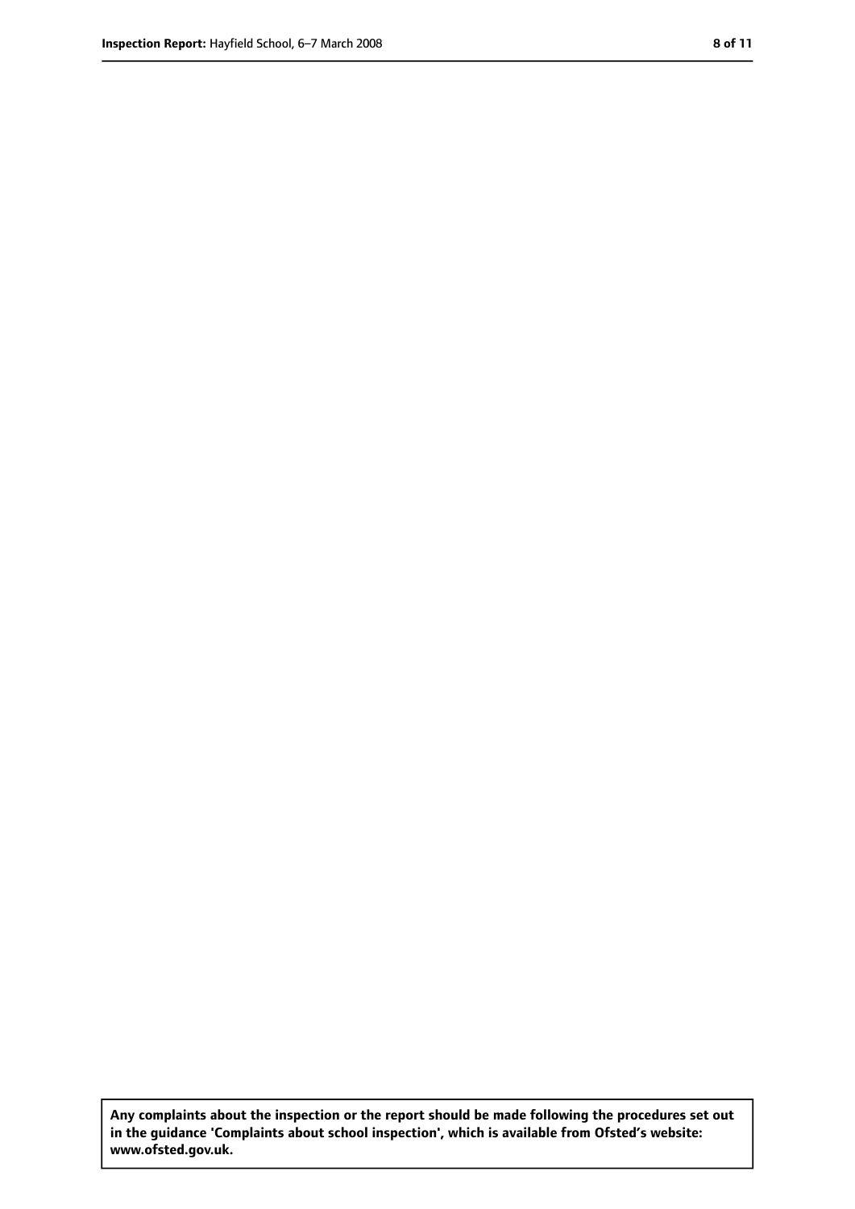**Any complaints about the inspection or the report should be made following the procedures set out in the guidance 'Complaints about school inspection', which is available from Ofsted's website: www.ofsted.gov.uk.**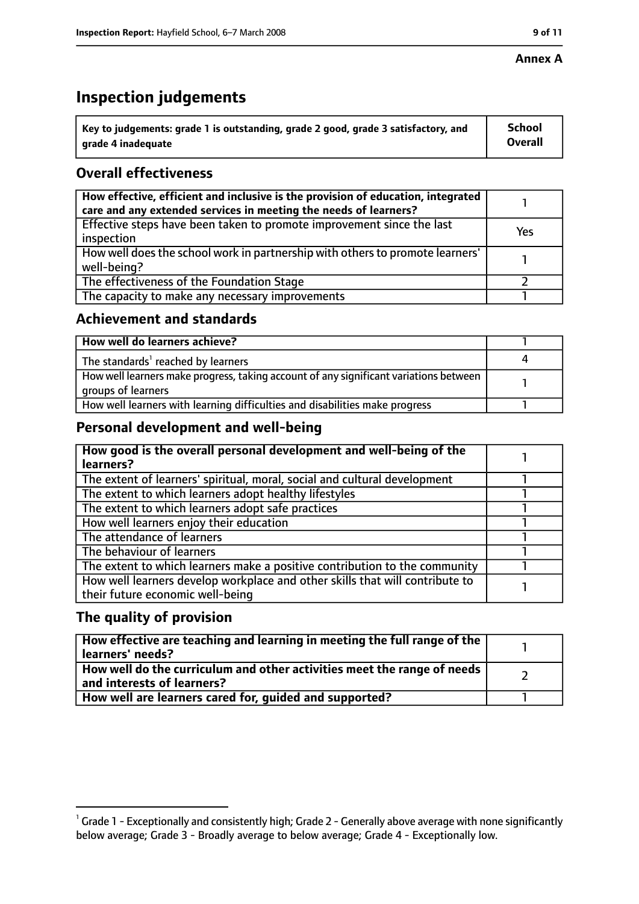**Annex A**

# Inspection judgements

| Key to judgements: grade 1 is outstanding, grade 2 good, grade 3 satisfactory, and grade 4 inadequate | School Overall |
|---|---|

## Overall effectiveness

| | |
|---|---|
| **How effective, efficient and inclusive is the provision of education, integrated care and any extended services in meeting the needs of learners?** | 1 |
| Effective steps have been taken to promote improvement since the last inspection | Yes |
| How well does the school work in partnership with others to promote learners' well-being? | 1 |
| The effectiveness of the Foundation Stage | 2 |
| The capacity to make any necessary improvements | 1 |

## Achievement and standards

| | |
|---|---|
| **How well do learners achieve?** | 1 |
| The standards[1] reached by learners | 4 |
| How well learners make progress, taking account of any significant variations between groups of learners | 1 |
| How well learners with learning difficulties and disabilities make progress | 1 |

## Personal development and well-being

| | |
|---|---|
| **How good is the overall personal development and well-being of the learners?** | 1 |
| The extent of learners' spiritual, moral, social and cultural development | 1 |
| The extent to which learners adopt healthy lifestyles | 1 |
| The extent to which learners adopt safe practices | 1 |
| How well learners enjoy their education | 1 |
| The attendance of learners | 1 |
| The behaviour of learners | 1 |
| The extent to which learners make a positive contribution to the community | 1 |
| How well learners develop workplace and other skills that will contribute to their future economic well-being | 1 |

## The quality of provision

| | |
|---|---|
| **How effective are teaching and learning in meeting the full range of the learners' needs?** | 1 |
| **How well do the curriculum and other activities meet the range of needs and interests of learners?** | 2 |
| **How well are learners cared for, guided and supported?** | 1 |

[1] Grade 1 - Exceptionally and consistently high; Grade 2 - Generally above average with none significantly below average; Grade 3 - Broadly average to below average; Grade 4 - Exceptionally low.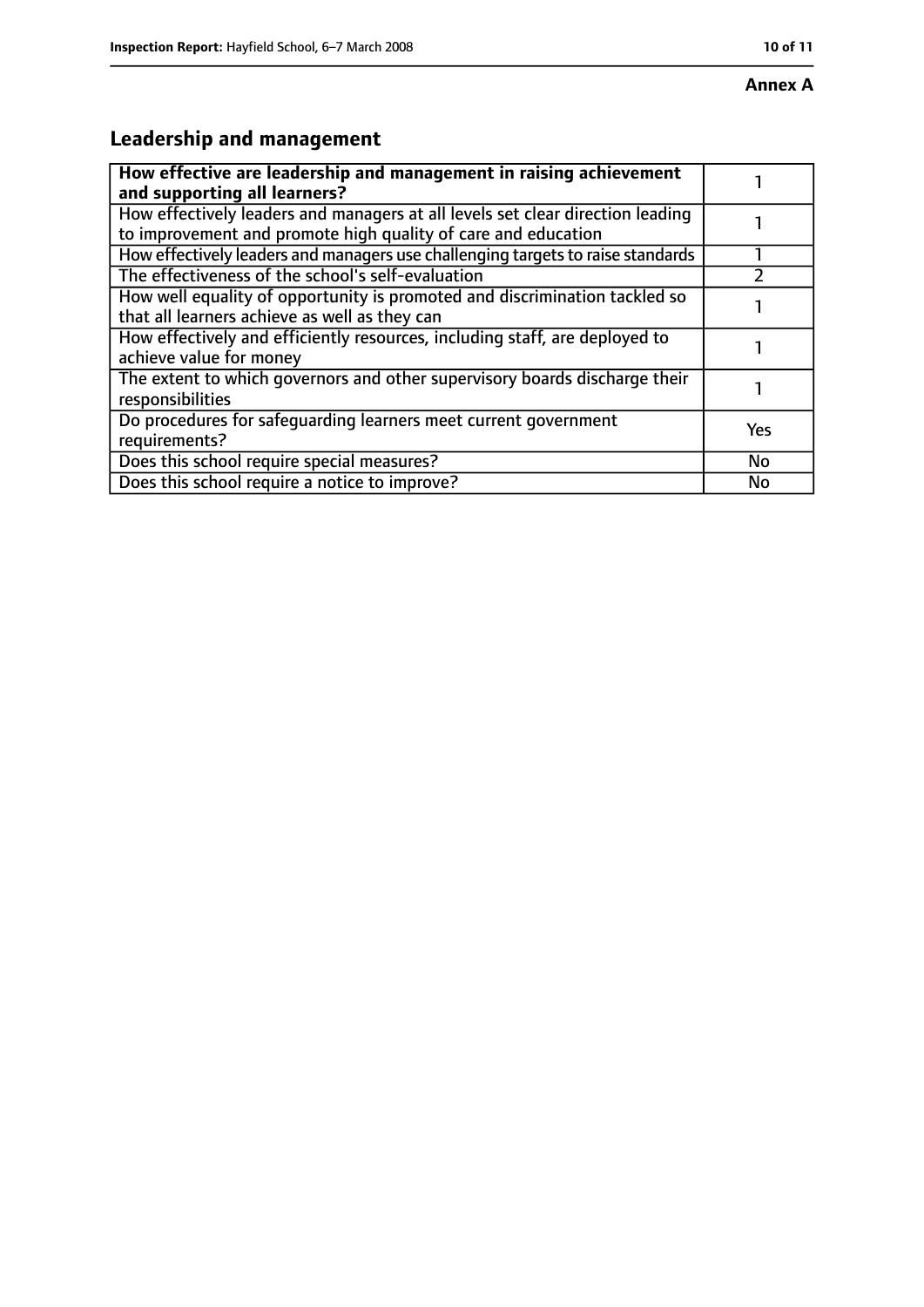**Annex A**

## Leadership and management

| **How effective are leadership and management in raising achievement and supporting all learners?** | 1 |
|---|---|
| How effectively leaders and managers at all levels set clear direction leading to improvement and promote high quality of care and education | 1 |
| How effectively leaders and managers use challenging targets to raise standards | 1 |
| The effectiveness of the school's self-evaluation | 2 |
| How well equality of opportunity is promoted and discrimination tackled so that all learners achieve as well as they can | 1 |
| How effectively and efficiently resources, including staff, are deployed to achieve value for money | 1 |
| The extent to which governors and other supervisory boards discharge their responsibilities | 1 |
| Do procedures for safeguarding learners meet current government requirements? | Yes |
| Does this school require special measures? | No |
| Does this school require a notice to improve? | No |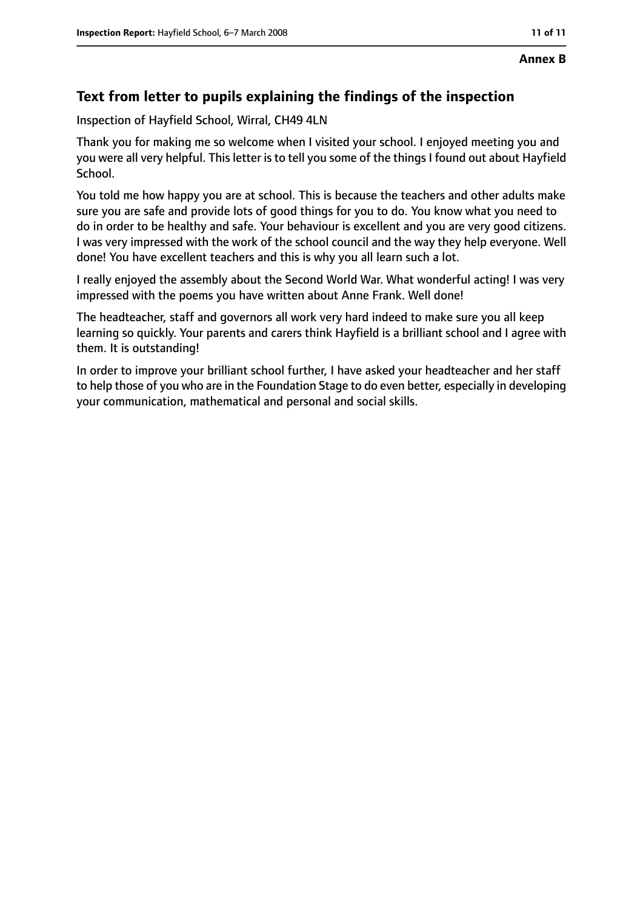**Annex B**

## Text from letter to pupils explaining the findings of the inspection

Inspection of Hayfield School, Wirral, CH49 4LN

Thank you for making me so welcome when I visited your school. I enjoyed meeting you and you were all very helpful. This letter is to tell you some of the things I found out about Hayfield School.

You told me how happy you are at school. This is because the teachers and other adults make sure you are safe and provide lots of good things for you to do. You know what you need to do in order to be healthy and safe. Your behaviour is excellent and you are very good citizens. I was very impressed with the work of the school council and the way they help everyone. Well done! You have excellent teachers and this is why you all learn such a lot.

I really enjoyed the assembly about the Second World War. What wonderful acting! I was very impressed with the poems you have written about Anne Frank. Well done!

The headteacher, staff and governors all work very hard indeed to make sure you all keep learning so quickly. Your parents and carers think Hayfield is a brilliant school and I agree with them. It is outstanding!

In order to improve your brilliant school further, I have asked your headteacher and her staff to help those of you who are in the Foundation Stage to do even better, especially in developing your communication, mathematical and personal and social skills.